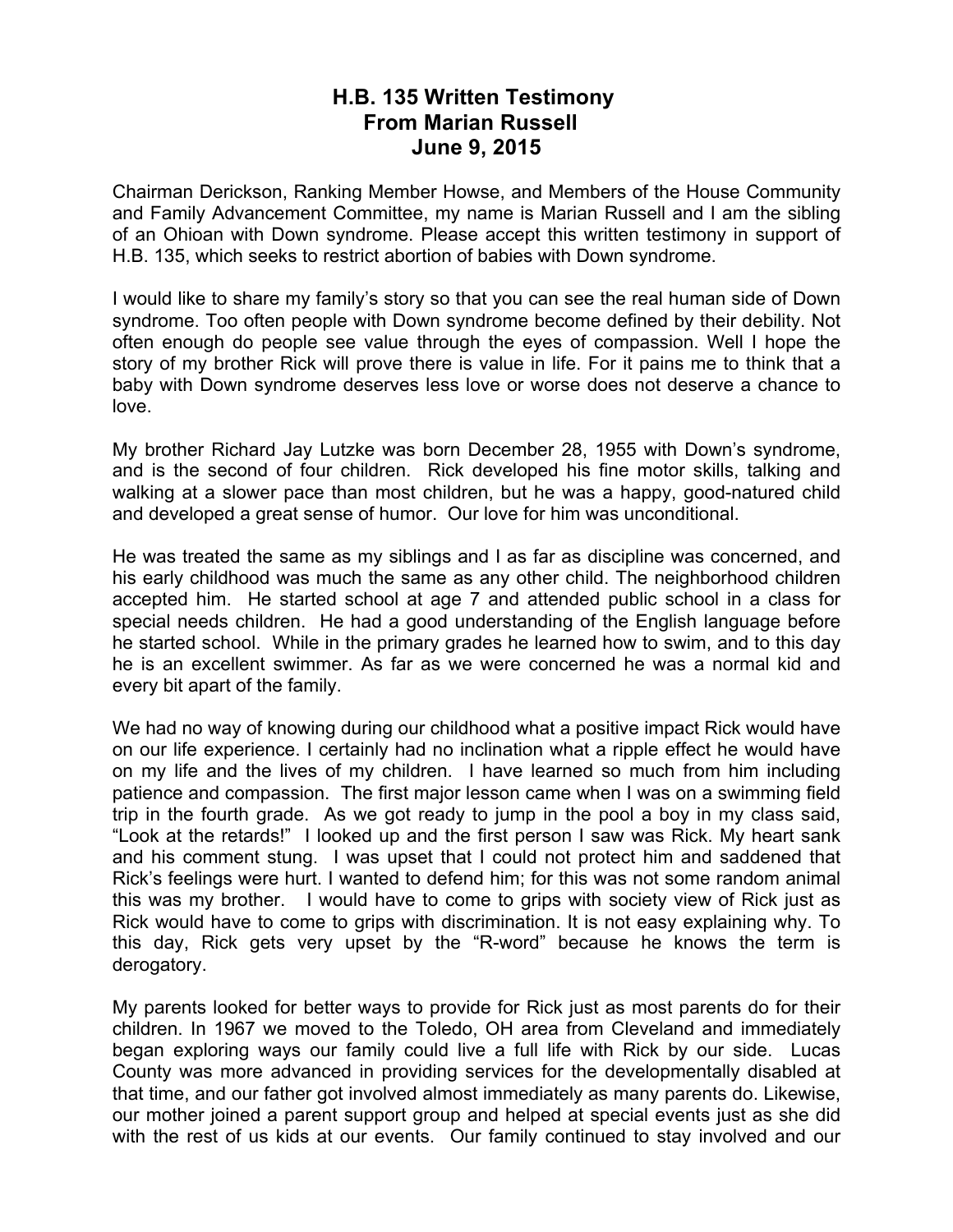# H.B. 135 Written Testimony
# From Marian Russell
# June 9, 2015

Chairman Derickson, Ranking Member Howse, and Members of the House Community and Family Advancement Committee, my name is Marian Russell and I am the sibling of an Ohioan with Down syndrome. Please accept this written testimony in support of H.B. 135, which seeks to restrict abortion of babies with Down syndrome.

I would like to share my family's story so that you can see the real human side of Down syndrome. Too often people with Down syndrome become defined by their debility. Not often enough do people see value through the eyes of compassion. Well I hope the story of my brother Rick will prove there is value in life. For it pains me to think that a baby with Down syndrome deserves less love or worse does not deserve a chance to love.

My brother Richard Jay Lutzke was born December 28, 1955 with Down's syndrome, and is the second of four children. Rick developed his fine motor skills, talking and walking at a slower pace than most children, but he was a happy, good-natured child and developed a great sense of humor. Our love for him was unconditional.

He was treated the same as my siblings and I as far as discipline was concerned, and his early childhood was much the same as any other child. The neighborhood children accepted him. He started school at age 7 and attended public school in a class for special needs children. He had a good understanding of the English language before he started school. While in the primary grades he learned how to swim, and to this day he is an excellent swimmer. As far as we were concerned he was a normal kid and every bit apart of the family.

We had no way of knowing during our childhood what a positive impact Rick would have on our life experience. I certainly had no inclination what a ripple effect he would have on my life and the lives of my children. I have learned so much from him including patience and compassion. The first major lesson came when I was on a swimming field trip in the fourth grade. As we got ready to jump in the pool a boy in my class said, "Look at the retards!" I looked up and the first person I saw was Rick. My heart sank and his comment stung. I was upset that I could not protect him and saddened that Rick's feelings were hurt. I wanted to defend him; for this was not some random animal this was my brother. I would have to come to grips with society view of Rick just as Rick would have to come to grips with discrimination. It is not easy explaining why. To this day, Rick gets very upset by the "R-word" because he knows the term is derogatory.

My parents looked for better ways to provide for Rick just as most parents do for their children. In 1967 we moved to the Toledo, OH area from Cleveland and immediately began exploring ways our family could live a full life with Rick by our side. Lucas County was more advanced in providing services for the developmentally disabled at that time, and our father got involved almost immediately as many parents do. Likewise, our mother joined a parent support group and helped at special events just as she did with the rest of us kids at our events. Our family continued to stay involved and our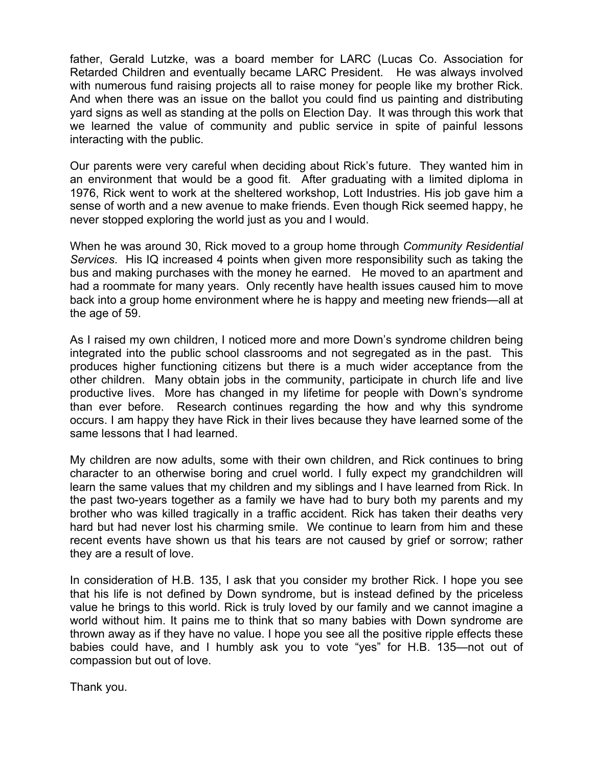father, Gerald Lutzke, was a board member for LARC (Lucas Co. Association for Retarded Children and eventually became LARC President. He was always involved with numerous fund raising projects all to raise money for people like my brother Rick. And when there was an issue on the ballot you could find us painting and distributing yard signs as well as standing at the polls on Election Day. It was through this work that we learned the value of community and public service in spite of painful lessons interacting with the public.

Our parents were very careful when deciding about Rick's future. They wanted him in an environment that would be a good fit. After graduating with a limited diploma in 1976, Rick went to work at the sheltered workshop, Lott Industries. His job gave him a sense of worth and a new avenue to make friends. Even though Rick seemed happy, he never stopped exploring the world just as you and I would.

When he was around 30, Rick moved to a group home through *Community Residential Services*. His IQ increased 4 points when given more responsibility such as taking the bus and making purchases with the money he earned. He moved to an apartment and had a roommate for many years. Only recently have health issues caused him to move back into a group home environment where he is happy and meeting new friends—all at the age of 59.

As I raised my own children, I noticed more and more Down's syndrome children being integrated into the public school classrooms and not segregated as in the past. This produces higher functioning citizens but there is a much wider acceptance from the other children. Many obtain jobs in the community, participate in church life and live productive lives. More has changed in my lifetime for people with Down's syndrome than ever before. Research continues regarding the how and why this syndrome occurs. I am happy they have Rick in their lives because they have learned some of the same lessons that I had learned.

My children are now adults, some with their own children, and Rick continues to bring character to an otherwise boring and cruel world. I fully expect my grandchildren will learn the same values that my children and my siblings and I have learned from Rick. In the past two-years together as a family we have had to bury both my parents and my brother who was killed tragically in a traffic accident. Rick has taken their deaths very hard but had never lost his charming smile. We continue to learn from him and these recent events have shown us that his tears are not caused by grief or sorrow; rather they are a result of love.

In consideration of H.B. 135, I ask that you consider my brother Rick. I hope you see that his life is not defined by Down syndrome, but is instead defined by the priceless value he brings to this world. Rick is truly loved by our family and we cannot imagine a world without him. It pains me to think that so many babies with Down syndrome are thrown away as if they have no value. I hope you see all the positive ripple effects these babies could have, and I humbly ask you to vote "yes" for H.B. 135—not out of compassion but out of love.

Thank you.